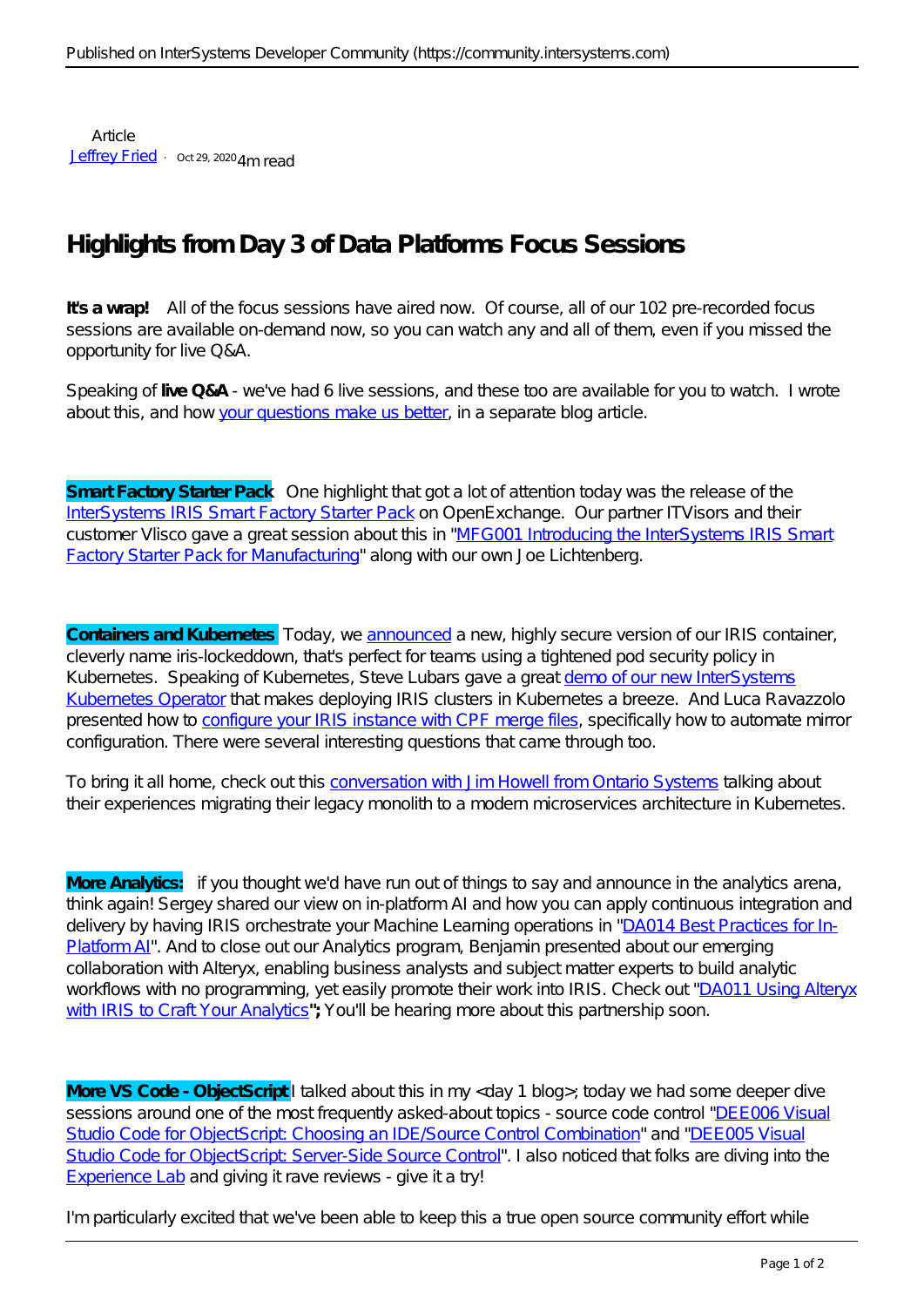Article
Jeffrey Fried · Oct 29, 2020 4m read

# Highlights from Day 3 of Data Platforms Focus Sessions

**It's a wrap!** All of the focus sessions have aired now. Of course, all of our 102 pre-recorded focus sessions are available on-demand now, so you can watch any and all of them, even if you missed the opportunity for live Q&A.

Speaking of **live Q&A** - we've had 6 live sessions, and these too are available for you to watch. I wrote about this, and how your questions make us better, in a separate blog article.

**Smart Factory Starter Pack** One highlight that got a lot of attention today was the release of the InterSystems IRIS Smart Factory Starter Pack on OpenExchange. Our partner ITVisors and their customer Vlisco gave a great session about this in "MFG001 Introducing the InterSystems IRIS Smart Factory Starter Pack for Manufacturing" along with our own Joe Lichtenberg.

**Containers and Kubernetes** Today, we announced a new, highly secure version of our IRIS container, cleverly name iris-lockeddown, that's perfect for teams using a tightened pod security policy in Kubernetes. Speaking of Kubernetes, Steve Lubars gave a great demo of our new InterSystems Kubernetes Operator that makes deploying IRIS clusters in Kubernetes a breeze. And Luca Ravazzolo presented how to configure your IRIS instance with CPF merge files, specifically how to automate mirror configuration. There were several interesting questions that came through too.

To bring it all home, check out this conversation with Jim Howell from Ontario Systems talking about their experiences migrating their legacy monolith to a modern microservices architecture in Kubernetes.

**More Analytics:** if you thought we'd have run out of things to say and announce in the analytics arena, think again! Sergey shared our view on in-platform AI and how you can apply continuous integration and delivery by having IRIS orchestrate your Machine Learning operations in "DA014 Best Practices for In-Platform AI". And to close out our Analytics program, Benjamin presented about our emerging collaboration with Alteryx, enabling business analysts and subject matter experts to build analytic workflows with no programming, yet easily promote their work into IRIS. Check out "DA011 Using Alteryx with IRIS to Craft Your Analytics**";** You'll be hearing more about this partnership soon.

**More VS Code - ObjectScript** I talked about this in my <day 1 blog>; today we had some deeper dive sessions around one of the most frequently asked-about topics - source code control "DEE006 Visual Studio Code for ObjectScript: Choosing an IDE/Source Control Combination" and "DEE005 Visual Studio Code for ObjectScript: Server-Side Source Control". I also noticed that folks are diving into the Experience Lab and giving it rave reviews - give it a try!

I'm particularly excited that we've been able to keep this a true open source community effort while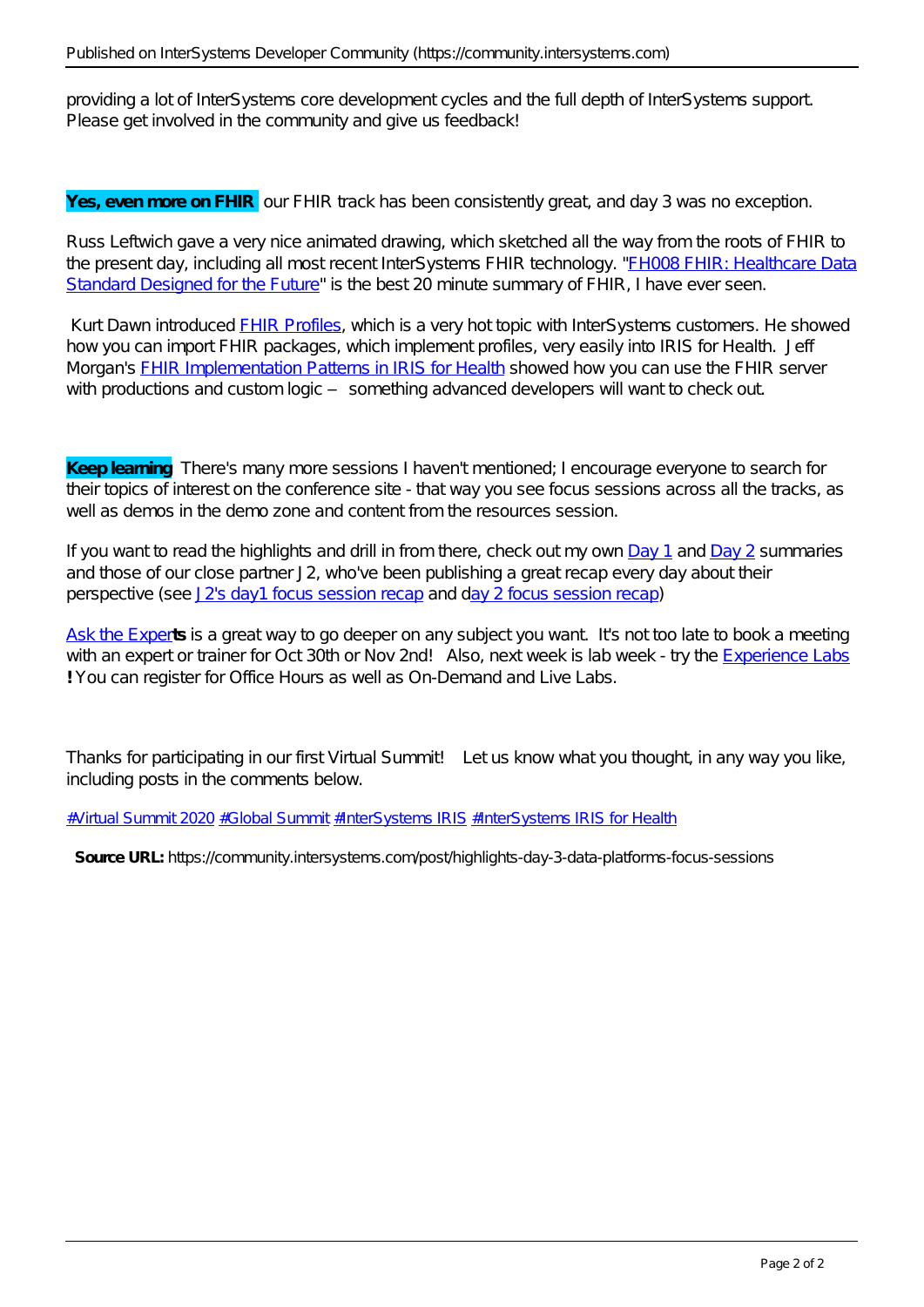providing a lot of InterSystems core development cycles and the full depth of InterSystems support. Please get involved in the community and give us feedback!

**Yes, even more on FHIR** our FHIR track has been consistently great, and day 3 was no exception.

Russ Leftwich gave a very nice animated drawing, which sketched all the way from the roots of FHIR to the present day, including all most recent InterSystems FHIR technology. "FH008 FHIR: Healthcare Data Standard Designed for the Future" is the best 20 minute summary of FHIR, I have ever seen.

Kurt Dawn introduced FHIR Profiles, which is a very hot topic with InterSystems customers. He showed how you can import FHIR packages, which implement profiles, very easily into IRIS for Health. Jeff Morgan's FHIR Implementation Patterns in IRIS for Health showed how you can use the FHIR server with productions and custom logic – something advanced developers will want to check out.

**Keep learning** There's many more sessions I haven't mentioned; I encourage everyone to search for their topics of interest on the conference site - that way you see focus sessions across all the tracks, as well as demos in the demo zone and content from the resources session.

If you want to read the highlights and drill in from there, check out my own Day 1 and Day 2 summaries and those of our close partner J2, who've been publishing a great recap every day about their perspective (see J2's day1 focus session recap and day 2 focus session recap)

Ask the Experts is a great way to go deeper on any subject you want. It's not too late to book a meeting with an expert or trainer for Oct 30th or Nov 2nd! Also, next week is lab week - try the Experience Labs! You can register for Office Hours as well as On-Demand and Live Labs.

Thanks for participating in our first Virtual Summit! Let us know what you thought, in any way you like, including posts in the comments below.

#Virtual Summit 2020 #Global Summit #InterSystems IRIS #InterSystems IRIS for Health

**Source URL:** https://community.intersystems.com/post/highlights-day-3-data-platforms-focus-sessions